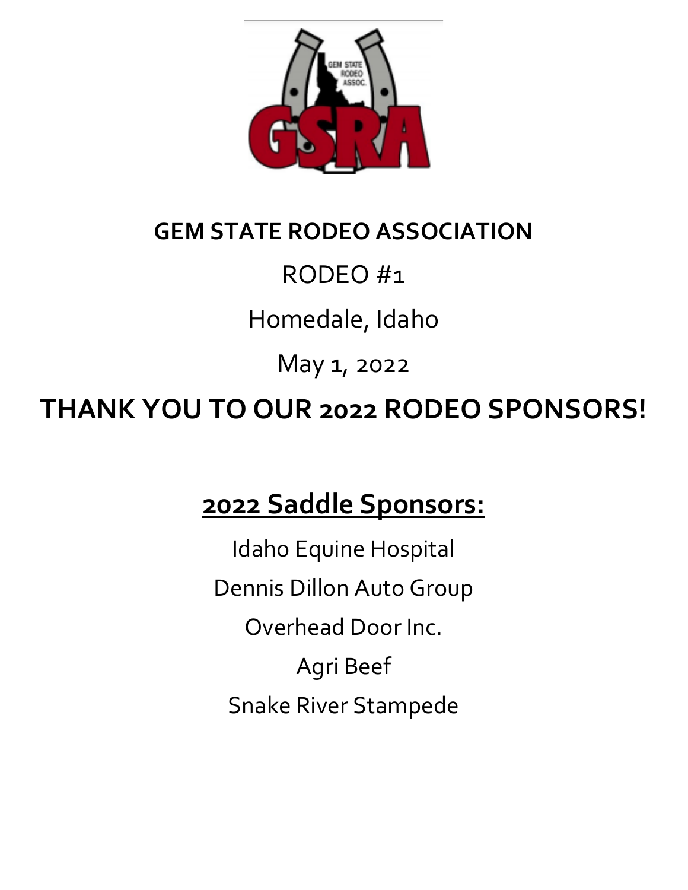# GEM STATE RODEO ASSOCIATION

RODEO #1

Homedale, Idaho

May 1, 2022

# THANK YOU TO OUR 2022 RODEO SPONSORS!

## 2022 Saddle Sponsors:

Idaho Equine Hospital

Dennis Dillon Auto Group

Overhead Door Inc.

Agri Beef

Snake River Stampede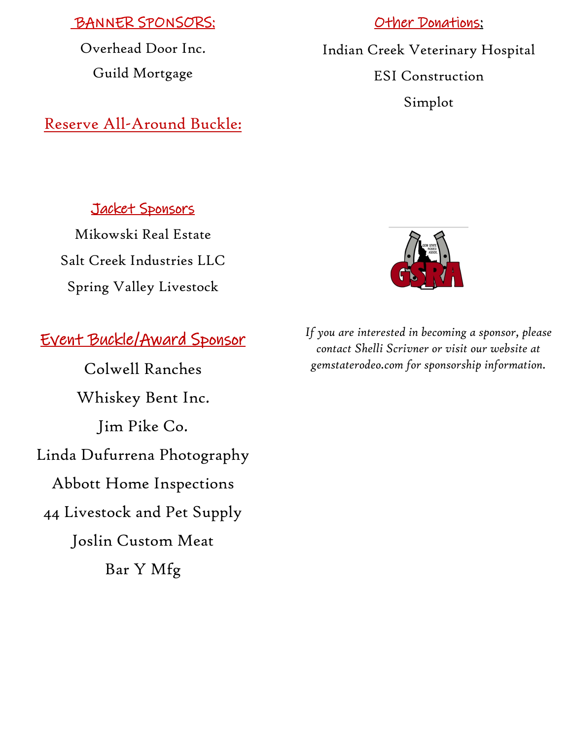## BANNER SPONSORS:

Overhead Door Inc.

Guild Mortgage

## Reserve All-Around Buckle:

## Jacket Sponsors

Mikowski Real Estate

Salt Creek Industries LLC

Spring Valley Livestock

## Event Buckle/Award Sponsor

Colwell Ranches

Whiskey Bent Inc.

Jim Pike Co.

Linda Dufurrena Photography

Abbott Home Inspections

44 Livestock and Pet Supply

Joslin Custom Meat

Bar Y Mfg

## Other Donations:

Indian Creek Veterinary Hospital

ESI Construction

Simplot

*If you are interested in becoming a sponsor, please contact Shelli Scrivner or visit our website at gemstaterodeo.com for sponsorship information.*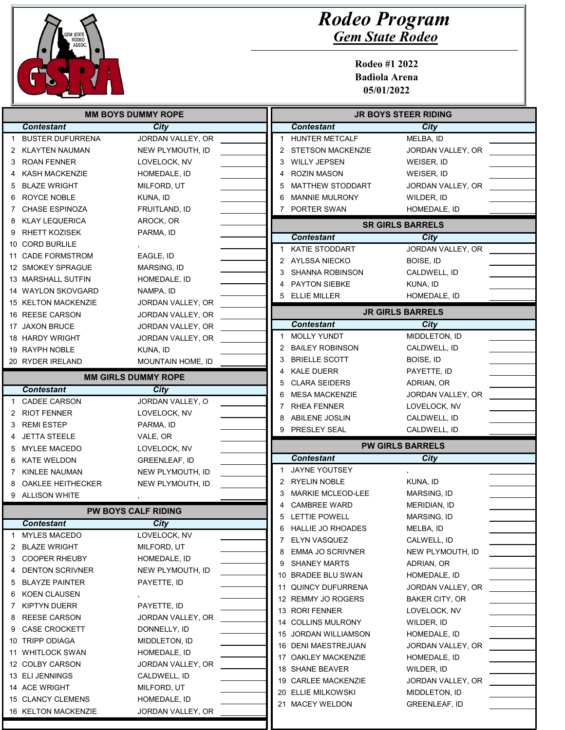# Rodeo Program

## Gem State Rodeo

**Rodeo #1 2022**
**Badiola Arena**
**05/01/2022**

### MM BOYS DUMMY ROPE

| | Contestant | City | |
|---|---|---|---|
| 1 | BUSTER DUFURRENA | JORDAN VALLEY, OR | |
| 2 | KLAYTEN NAUMAN | NEW PLYMOUTH, ID | |
| 3 | ROAN FENNER | LOVELOCK, NV | |
| 4 | KASH MACKENZIE | HOMEDALE, ID | |
| 5 | BLAZE WRIGHT | MILFORD, UT | |
| 6 | ROYCE NOBLE | KUNA, ID | |
| 7 | CHASE ESPINOZA | FRUITLAND, ID | |
| 8 | KLAY LEQUERICA | AROCK, OR | |
| 9 | RHETT KOZISEK | PARMA, ID | |
| 10 | CORD BURLILE | , | |
| 11 | CADE FORMSTROM | EAGLE, ID | |
| 12 | SMOKEY SPRAGUE | MARSING, ID | |
| 13 | MARSHALL SUTFIN | HOMEDALE, ID | |
| 14 | WAYLON SKOVGARD | NAMPA, ID | |
| 15 | KELTON MACKENZIE | JORDAN VALLEY, OR | |
| 16 | REESE CARSON | JORDAN VALLEY, OR | |
| 17 | JAXON BRUCE | JORDAN VALLEY, OR | |
| 18 | HARDY WRIGHT | JORDAN VALLEY, OR | |
| 19 | RAYPH NOBLE | KUNA, ID | |
| 20 | RYDER IRELAND | MOUNTAIN HOME, ID | |

### MM GIRLS DUMMY ROPE

| | Contestant | City | |
|---|---|---|---|
| 1 | CADEE CARSON | JORDAN VALLEY, O | |
| 2 | RIOT FENNER | LOVELOCK, NV | |
| 3 | REMI ESTEP | PARMA, ID | |
| 4 | JETTA STEELE | VALE, OR | |
| 5 | MYLEE MACEDO | LOVELOCK, NV | |
| 6 | KATE WELDON | GREENLEAF, ID | |
| 7 | KINLEE NAUMAN | NEW PLYMOUTH, ID | |
| 8 | OAKLEE HEITHECKER | NEW PLYMOUTH, ID | |
| 9 | ALLISON WHITE | , | |

### PW BOYS CALF RIDING

| | Contestant | City | |
|---|---|---|---|
| 1 | MYLES MACEDO | LOVELOCK, NV | |
| 2 | BLAZE WRIGHT | MILFORD, UT | |
| 3 | COOPER RHEUBY | HOMEDALE, ID | |
| 4 | DENTON SCRIVNER | NEW PLYMOUTH, ID | |
| 5 | BLAYZE PAINTER | PAYETTE, ID | |
| 6 | KOEN CLAUSEN | , | |
| 7 | KIPTYN DUERR | PAYETTE, ID | |
| 8 | REESE CARSON | JORDAN VALLEY, OR | |
| 9 | CASE CROCKETT | DONNELLY, ID | |
| 10 | TRIPP ODIAGA | MIDDLETON, ID | |
| 11 | WHITLOCK SWAN | HOMEDALE, ID | |
| 12 | COLBY CARSON | JORDAN VALLEY, OR | |
| 13 | ELI JENNINGS | CALDWELL, ID | |
| 14 | ACE WRIGHT | MILFORD, UT | |
| 15 | CLANCY CLEMENS | HOMEDALE, ID | |
| 16 | KELTON MACKENZIE | JORDAN VALLEY, OR | |

### JR BOYS STEER RIDING

| | Contestant | City | |
|---|---|---|---|
| 1 | HUNTER METCALF | MELBA, ID | |
| 2 | STETSON MACKENZIE | JORDAN VALLEY, OR | |
| 3 | WILLY JEPSEN | WEISER, ID | |
| 4 | ROZIN MASON | WEISER, ID | |
| 5 | MATTHEW STODDART | JORDAN VALLEY, OR | |
| 6 | MANNIE MULRONY | WILDER, ID | |
| 7 | PORTER SWAN | HOMEDALE, ID | |

### SR GIRLS BARRELS

| | Contestant | City | |
|---|---|---|---|
| 1 | KATIE STODDART | JORDAN VALLEY, OR | |
| 2 | AYLSSA NIECKO | BOISE, ID | |
| 3 | SHANNA ROBINSON | CALDWELL, ID | |
| 4 | PAYTON SIEBKE | KUNA, ID | |
| 5 | ELLIE MILLER | HOMEDALE, ID | |

### JR GIRLS BARRELS

| | Contestant | City | |
|---|---|---|---|
| 1 | MOLLY YUNDT | MIDDLETON, ID | |
| 2 | BAILEY ROBINSON | CALDWELL, ID | |
| 3 | BRIELLE SCOTT | BOISE, ID | |
| 4 | KALE DUERR | PAYETTE, ID | |
| 5 | CLARA SEIDERS | ADRIAN, OR | |
| 6 | MESA MACKENZIE | JORDAN VALLEY, OR | |
| 7 | RHEA FENNER | LOVELOCK, NV | |
| 8 | ABILENE JOSLIN | CALDWELL, ID | |
| 9 | PRESLEY SEAL | CALDWELL, ID | |

### PW GIRLS BARRELS

| | Contestant | City | |
|---|---|---|---|
| 1 | JAYNE YOUTSEY | , | |
| 2 | RYELIN NOBLE | KUNA, ID | |
| 3 | MARKIE MCLEOD-LEE | MARSING, ID | |
| 4 | CAMBREE WARD | MERIDIAN, ID | |
| 5 | LETTIE POWELL | MARSING, ID | |
| 6 | HALLIE JO RHOADES | MELBA, ID | |
| 7 | ELYN VASQUEZ | CALWELL, ID | |
| 8 | EMMA JO SCRIVNER | NEW PLYMOUTH, ID | |
| 9 | SHANEY MARTS | ADRIAN, OR | |
| 10 | BRADEE BLU SWAN | HOMEDALE, ID | |
| 11 | QUINCY DUFURRENA | JORDAN VALLEY, OR | |
| 12 | REMMY JO ROGERS | BAKER CITY, OR | |
| 13 | RORI FENNER | LOVELOCK, NV | |
| 14 | COLLINS MULRONY | WILDER, ID | |
| 15 | JORDAN WILLIAMSON | HOMEDALE, ID | |
| 16 | DENI MAESTREJUAN | JORDAN VALLEY, OR | |
| 17 | OAKLEY MACKENZIE | HOMEDALE, ID | |
| 18 | SHANE BEAVER | WILDER, ID | |
| 19 | CARLEE MACKENZIE | JORDAN VALLEY, OR | |
| 20 | ELLIE MILKOWSKI | MIDDLETON, ID | |
| 21 | MACEY WELDON | GREENLEAF, ID | |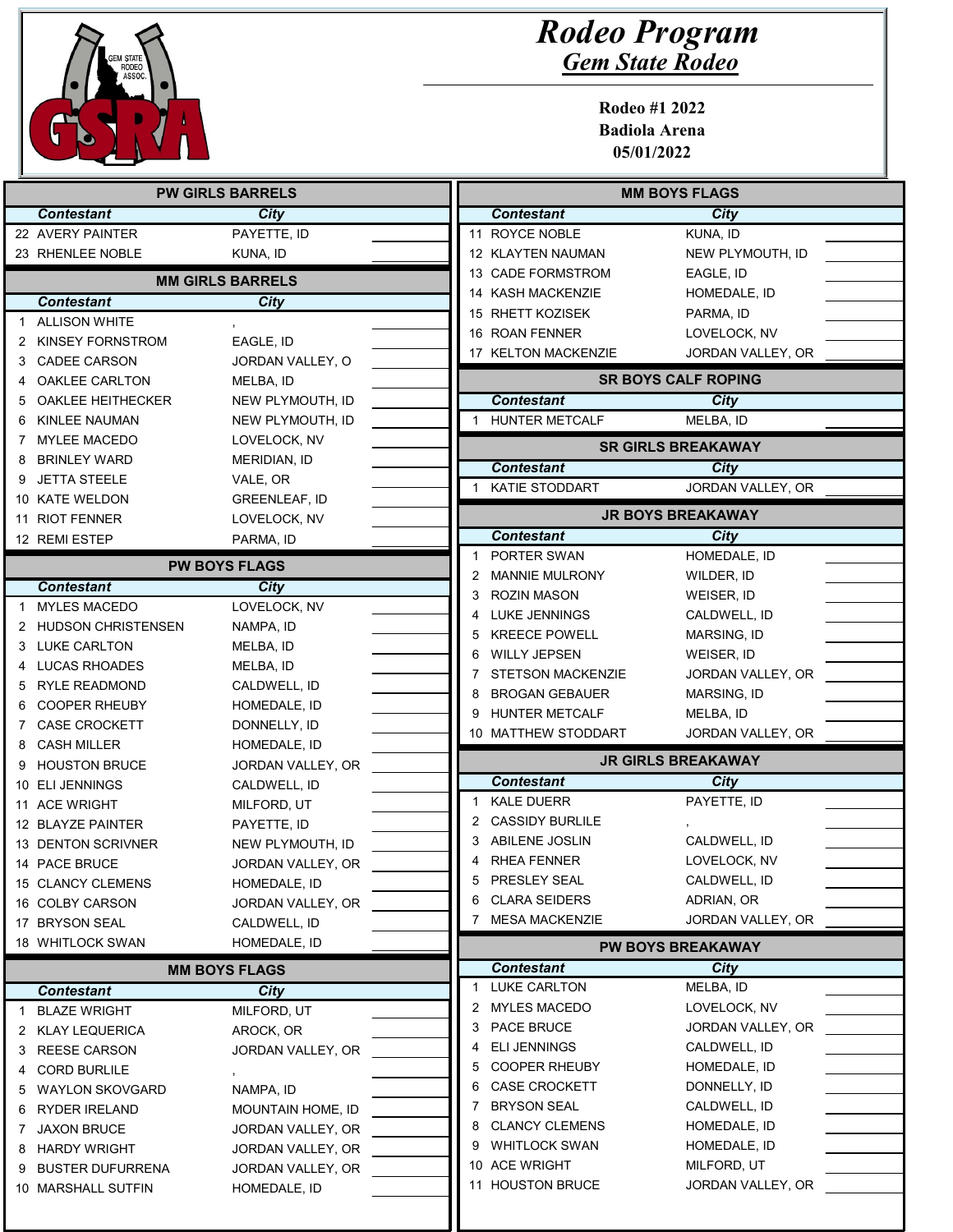# Rodeo Program

## Gem State Rodeo

**Rodeo #1 2022**
**Badiola Arena**
**05/01/2022**

### PW GIRLS BARRELS

| # | Contestant | City | |
|---|---|---|---|
| 22 | AVERY PAINTER | PAYETTE, ID | |
| 23 | RHENLEE NOBLE | KUNA, ID | |

### MM GIRLS BARRELS

| # | Contestant | City | |
|---|---|---|---|
| 1 | ALLISON WHITE | , | |
| 2 | KINSEY FORNSTROM | EAGLE, ID | |
| 3 | CADEE CARSON | JORDAN VALLEY, O | |
| 4 | OAKLEE CARLTON | MELBA, ID | |
| 5 | OAKLEE HEITHECKER | NEW PLYMOUTH, ID | |
| 6 | KINLEE NAUMAN | NEW PLYMOUTH, ID | |
| 7 | MYLEE MACEDO | LOVELOCK, NV | |
| 8 | BRINLEY WARD | MERIDIAN, ID | |
| 9 | JETTA STEELE | VALE, OR | |
| 10 | KATE WELDON | GREENLEAF, ID | |
| 11 | RIOT FENNER | LOVELOCK, NV | |
| 12 | REMI ESTEP | PARMA, ID | |

### PW BOYS FLAGS

| # | Contestant | City | |
|---|---|---|---|
| 1 | MYLES MACEDO | LOVELOCK, NV | |
| 2 | HUDSON CHRISTENSEN | NAMPA, ID | |
| 3 | LUKE CARLTON | MELBA, ID | |
| 4 | LUCAS RHOADES | MELBA, ID | |
| 5 | RYLE READMOND | CALDWELL, ID | |
| 6 | COOPER RHEUBY | HOMEDALE, ID | |
| 7 | CASE CROCKETT | DONNELLY, ID | |
| 8 | CASH MILLER | HOMEDALE, ID | |
| 9 | HOUSTON BRUCE | JORDAN VALLEY, OR | |
| 10 | ELI JENNINGS | CALDWELL, ID | |
| 11 | ACE WRIGHT | MILFORD, UT | |
| 12 | BLAYZE PAINTER | PAYETTE, ID | |
| 13 | DENTON SCRIVNER | NEW PLYMOUTH, ID | |
| 14 | PACE BRUCE | JORDAN VALLEY, OR | |
| 15 | CLANCY CLEMENS | HOMEDALE, ID | |
| 16 | COLBY CARSON | JORDAN VALLEY, OR | |
| 17 | BRYSON SEAL | CALDWELL, ID | |
| 18 | WHITLOCK SWAN | HOMEDALE, ID | |

### MM BOYS FLAGS

| # | Contestant | City | |
|---|---|---|---|
| 1 | BLAZE WRIGHT | MILFORD, UT | |
| 2 | KLAY LEQUERICA | AROCK, OR | |
| 3 | REESE CARSON | JORDAN VALLEY, OR | |
| 4 | CORD BURLILE | , | |
| 5 | WAYLON SKOVGARD | NAMPA, ID | |
| 6 | RYDER IRELAND | MOUNTAIN HOME, ID | |
| 7 | JAXON BRUCE | JORDAN VALLEY, OR | |
| 8 | HARDY WRIGHT | JORDAN VALLEY, OR | |
| 9 | BUSTER DUFURRENA | JORDAN VALLEY, OR | |
| 10 | MARSHALL SUTFIN | HOMEDALE, ID | |
| 11 | ROYCE NOBLE | KUNA, ID | |
| 12 | KLAYTEN NAUMAN | NEW PLYMOUTH, ID | |
| 13 | CADE FORMSTROM | EAGLE, ID | |
| 14 | KASH MACKENZIE | HOMEDALE, ID | |
| 15 | RHETT KOZISEK | PARMA, ID | |
| 16 | ROAN FENNER | LOVELOCK, NV | |
| 17 | KELTON MACKENZIE | JORDAN VALLEY, OR | |

### SR BOYS CALF ROPING

| # | Contestant | City | |
|---|---|---|---|
| 1 | HUNTER METCALF | MELBA, ID | |

### SR GIRLS BREAKAWAY

| # | Contestant | City | |
|---|---|---|---|
| 1 | KATIE STODDART | JORDAN VALLEY, OR | |

### JR BOYS BREAKAWAY

| # | Contestant | City | |
|---|---|---|---|
| 1 | PORTER SWAN | HOMEDALE, ID | |
| 2 | MANNIE MULRONY | WILDER, ID | |
| 3 | ROZIN MASON | WEISER, ID | |
| 4 | LUKE JENNINGS | CALDWELL, ID | |
| 5 | KREECE POWELL | MARSING, ID | |
| 6 | WILLY JEPSEN | WEISER, ID | |
| 7 | STETSON MACKENZIE | JORDAN VALLEY, OR | |
| 8 | BROGAN GEBAUER | MARSING, ID | |
| 9 | HUNTER METCALF | MELBA, ID | |
| 10 | MATTHEW STODDART | JORDAN VALLEY, OR | |

### JR GIRLS BREAKAWAY

| # | Contestant | City | |
|---|---|---|---|
| 1 | KALE DUERR | PAYETTE, ID | |
| 2 | CASSIDY BURLILE | , | |
| 3 | ABILENE JOSLIN | CALDWELL, ID | |
| 4 | RHEA FENNER | LOVELOCK, NV | |
| 5 | PRESLEY SEAL | CALDWELL, ID | |
| 6 | CLARA SEIDERS | ADRIAN, OR | |
| 7 | MESA MACKENZIE | JORDAN VALLEY, OR | |

### PW BOYS BREAKAWAY

| # | Contestant | City | |
|---|---|---|---|
| 1 | LUKE CARLTON | MELBA, ID | |
| 2 | MYLES MACEDO | LOVELOCK, NV | |
| 3 | PACE BRUCE | JORDAN VALLEY, OR | |
| 4 | ELI JENNINGS | CALDWELL, ID | |
| 5 | COOPER RHEUBY | HOMEDALE, ID | |
| 6 | CASE CROCKETT | DONNELLY, ID | |
| 7 | BRYSON SEAL | CALDWELL, ID | |
| 8 | CLANCY CLEMENS | HOMEDALE, ID | |
| 9 | WHITLOCK SWAN | HOMEDALE, ID | |
| 10 | ACE WRIGHT | MILFORD, UT | |
| 11 | HOUSTON BRUCE | JORDAN VALLEY, OR | |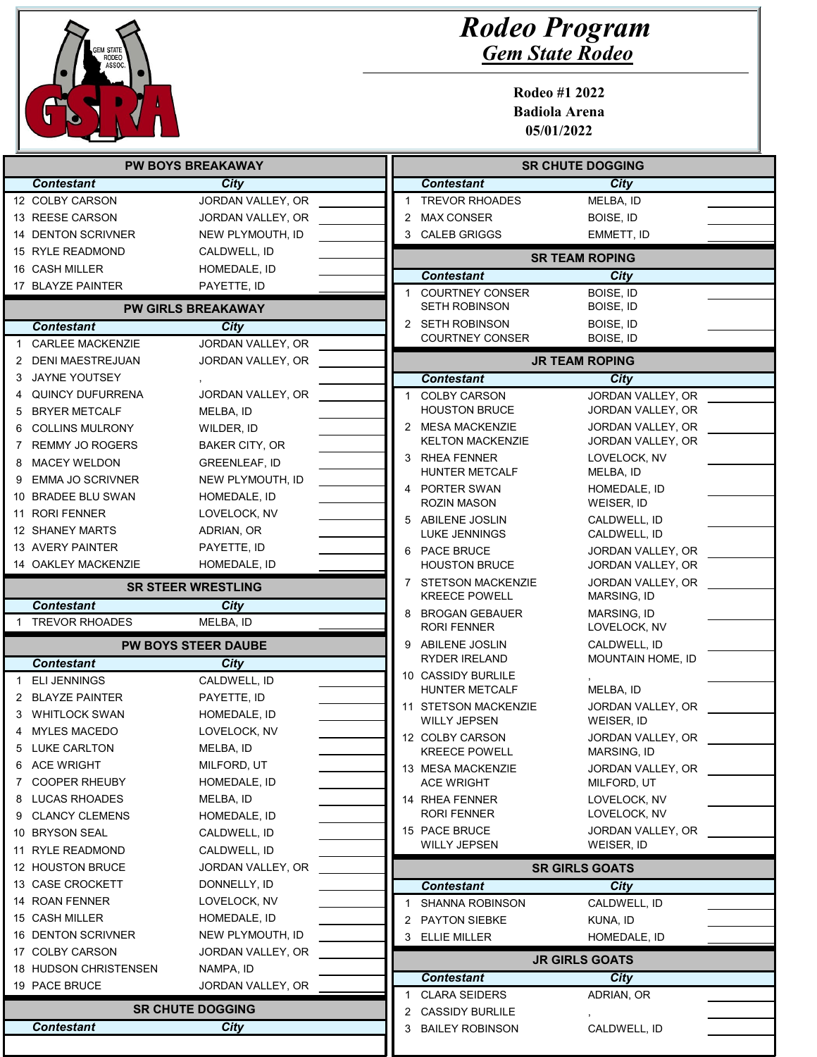# Rodeo Program

## Gem State Rodeo

**Rodeo #1 2022**
**Badiola Arena**
**05/01/2022**

### PW BOYS BREAKAWAY

| | Contestant | City | |
|---|---|---|---|
| 12 | COLBY CARSON | JORDAN VALLEY, OR | |
| 13 | REESE CARSON | JORDAN VALLEY, OR | |
| 14 | DENTON SCRIVNER | NEW PLYMOUTH, ID | |
| 15 | RYLE READMOND | CALDWELL, ID | |
| 16 | CASH MILLER | HOMEDALE, ID | |
| 17 | BLAYZE PAINTER | PAYETTE, ID | |

### PW GIRLS BREAKAWAY

| | Contestant | City | |
|---|---|---|---|
| 1 | CARLEE MACKENZIE | JORDAN VALLEY, OR | |
| 2 | DENI MAESTREJUAN | JORDAN VALLEY, OR | |
| 3 | JAYNE YOUTSEY | , | |
| 4 | QUINCY DUFURRENA | JORDAN VALLEY, OR | |
| 5 | BRYER METCALF | MELBA, ID | |
| 6 | COLLINS MULRONY | WILDER, ID | |
| 7 | REMMY JO ROGERS | BAKER CITY, OR | |
| 8 | MACEY WELDON | GREENLEAF, ID | |
| 9 | EMMA JO SCRIVNER | NEW PLYMOUTH, ID | |
| 10 | BRADEE BLU SWAN | HOMEDALE, ID | |
| 11 | RORI FENNER | LOVELOCK, NV | |
| 12 | SHANEY MARTS | ADRIAN, OR | |
| 13 | AVERY PAINTER | PAYETTE, ID | |
| 14 | OAKLEY MACKENZIE | HOMEDALE, ID | |

### SR STEER WRESTLING

| | Contestant | City | |
|---|---|---|---|
| 1 | TREVOR RHOADES | MELBA, ID | |

### PW BOYS STEER DAUBE

| | Contestant | City | |
|---|---|---|---|
| 1 | ELI JENNINGS | CALDWELL, ID | |
| 2 | BLAYZE PAINTER | PAYETTE, ID | |
| 3 | WHITLOCK SWAN | HOMEDALE, ID | |
| 4 | MYLES MACEDO | LOVELOCK, NV | |
| 5 | LUKE CARLTON | MELBA, ID | |
| 6 | ACE WRIGHT | MILFORD, UT | |
| 7 | COOPER RHEUBY | HOMEDALE, ID | |
| 8 | LUCAS RHOADES | MELBA, ID | |
| 9 | CLANCY CLEMENS | HOMEDALE, ID | |
| 10 | BRYSON SEAL | CALDWELL, ID | |
| 11 | RYLE READMOND | CALDWELL, ID | |
| 12 | HOUSTON BRUCE | JORDAN VALLEY, OR | |
| 13 | CASE CROCKETT | DONNELLY, ID | |
| 14 | ROAN FENNER | LOVELOCK, NV | |
| 15 | CASH MILLER | HOMEDALE, ID | |
| 16 | DENTON SCRIVNER | NEW PLYMOUTH, ID | |
| 17 | COLBY CARSON | JORDAN VALLEY, OR | |
| 18 | HUDSON CHRISTENSEN | NAMPA, ID | |
| 19 | PACE BRUCE | JORDAN VALLEY, OR | |

### SR CHUTE DOGGING

| | Contestant | City | |
|---|---|---|---|
| 1 | TREVOR RHOADES | MELBA, ID | |
| 2 | MAX CONSER | BOISE, ID | |
| 3 | CALEB GRIGGS | EMMETT, ID | |

### SR TEAM ROPING

| | Contestant | City | |
|---|---|---|---|
| 1 | COURTNEY CONSER | BOISE, ID | |
| | SETH ROBINSON | BOISE, ID | |
| 2 | SETH ROBINSON | BOISE, ID | |
| | COURTNEY CONSER | BOISE, ID | |

### JR TEAM ROPING

| | Contestant | City | |
|---|---|---|---|
| 1 | COLBY CARSON | JORDAN VALLEY, OR | |
| | HOUSTON BRUCE | JORDAN VALLEY, OR | |
| 2 | MESA MACKENZIE | JORDAN VALLEY, OR | |
| | KELTON MACKENZIE | JORDAN VALLEY, OR | |
| 3 | RHEA FENNER | LOVELOCK, NV | |
| | HUNTER METCALF | MELBA, ID | |
| 4 | PORTER SWAN | HOMEDALE, ID | |
| | ROZIN MASON | WEISER, ID | |
| 5 | ABILENE JOSLIN | CALDWELL, ID | |
| | LUKE JENNINGS | CALDWELL, ID | |
| 6 | PACE BRUCE | JORDAN VALLEY, OR | |
| | HOUSTON BRUCE | JORDAN VALLEY, OR | |
| 7 | STETSON MACKENZIE | JORDAN VALLEY, OR | |
| | KREECE POWELL | MARSING, ID | |
| 8 | BROGAN GEBAUER | MARSING, ID | |
| | RORI FENNER | LOVELOCK, NV | |
| 9 | ABILENE JOSLIN | CALDWELL, ID | |
| | RYDER IRELAND | MOUNTAIN HOME, ID | |
| 10 | CASSIDY BURLIE | , | |
| | HUNTER METCALF | MELBA, ID | |
| 11 | STETSON MACKENZIE | JORDAN VALLEY, OR | |
| | WILLY JEPSEN | WEISER, ID | |
| 12 | COLBY CARSON | JORDAN VALLEY, OR | |
| | KREECE POWELL | MARSING, ID | |
| 13 | MESA MACKENZIE | JORDAN VALLEY, OR | |
| | ACE WRIGHT | MILFORD, UT | |
| 14 | RHEA FENNER | LOVELOCK, NV | |
| | RORI FENNER | LOVELOCK, NV | |
| 15 | PACE BRUCE | JORDAN VALLEY, OR | |
| | WILLY JEPSEN | WEISER, ID | |

### SR GIRLS GOATS

| | Contestant | City | |
|---|---|---|---|
| 1 | SHANNA ROBINSON | CALDWELL, ID | |
| 2 | PAYTON SIEBKE | KUNA, ID | |
| 3 | ELLIE MILLER | HOMEDALE, ID | |

### JR GIRLS GOATS

| | Contestant | City | |
|---|---|---|---|
| 1 | CLARA SEIDERS | ADRIAN, OR | |
| 2 | CASSIDY BURLIE | , | |
| 3 | BAILEY ROBINSON | CALDWELL, ID | |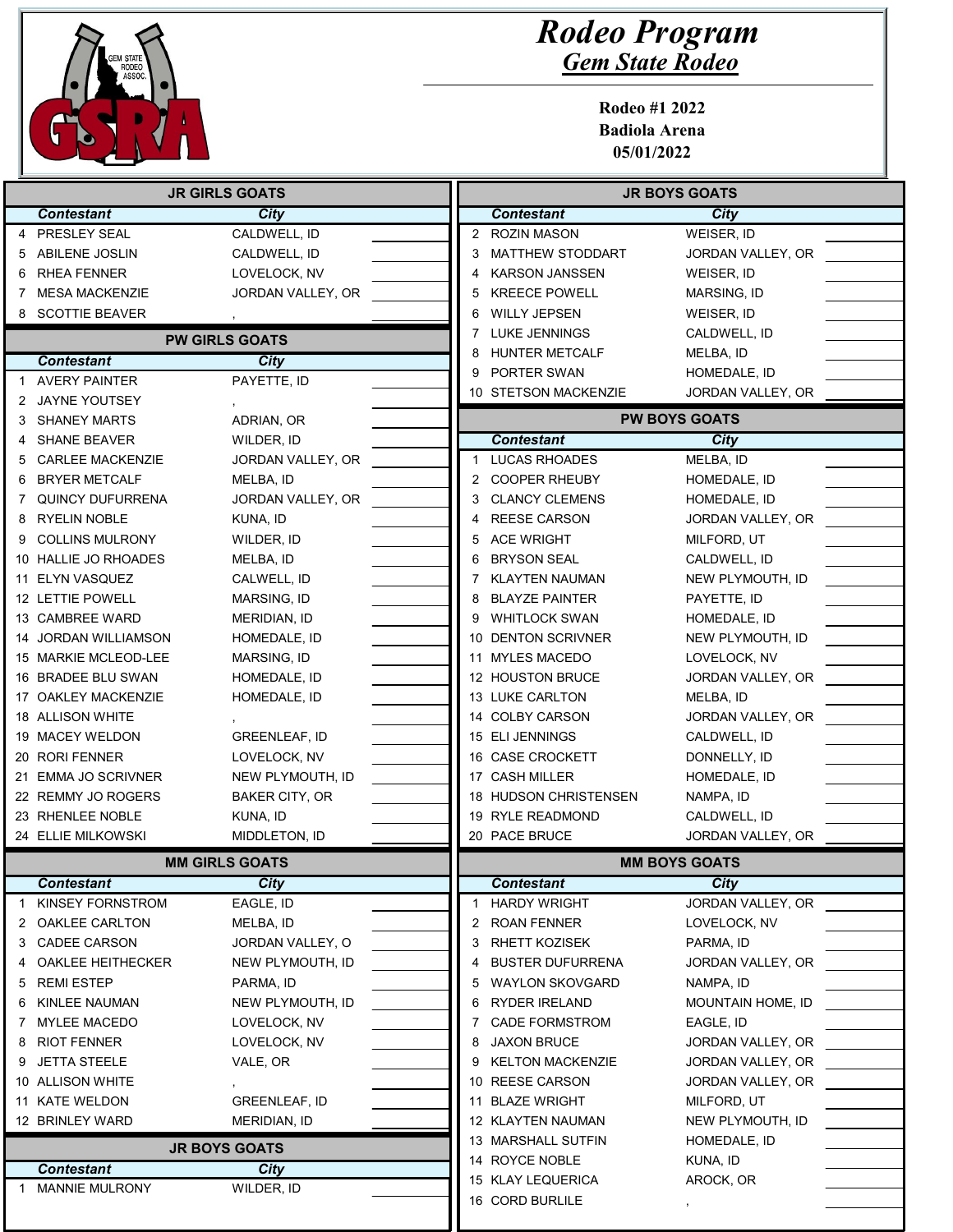# Rodeo Program
## Gem State Rodeo

**Rodeo #1 2022**
**Badiola Arena**
**05/01/2022**

### JR GIRLS GOATS

| | Contestant | City | |
|---|---|---|---|
| 4 | PRESLEY SEAL | CALDWELL, ID | |
| 5 | ABILENE JOSLIN | CALDWELL, ID | |
| 6 | RHEA FENNER | LOVELOCK, NV | |
| 7 | MESA MACKENZIE | JORDAN VALLEY, OR | |
| 8 | SCOTTIE BEAVER | , | |

### PW GIRLS GOATS

| | Contestant | City | |
|---|---|---|---|
| 1 | AVERY PAINTER | PAYETTE, ID | |
| 2 | JAYNE YOUTSEY | , | |
| 3 | SHANEY MARTS | ADRIAN, OR | |
| 4 | SHANE BEAVER | WILDER, ID | |
| 5 | CARLEE MACKENZIE | JORDAN VALLEY, OR | |
| 6 | BRYER METCALF | MELBA, ID | |
| 7 | QUINCY DUFURRENA | JORDAN VALLEY, OR | |
| 8 | RYELIN NOBLE | KUNA, ID | |
| 9 | COLLINS MULRONY | WILDER, ID | |
| 10 | HALLIE JO RHOADES | MELBA, ID | |
| 11 | ELYN VASQUEZ | CALWELL, ID | |
| 12 | LETTIE POWELL | MARSING, ID | |
| 13 | CAMBREE WARD | MERIDIAN, ID | |
| 14 | JORDAN WILLIAMSON | HOMEDALE, ID | |
| 15 | MARKIE MCLEOD-LEE | MARSING, ID | |
| 16 | BRADEE BLU SWAN | HOMEDALE, ID | |
| 17 | OAKLEY MACKENZIE | HOMEDALE, ID | |
| 18 | ALLISON WHITE | , | |
| 19 | MACEY WELDON | GREENLEAF, ID | |
| 20 | RORI FENNER | LOVELOCK, NV | |
| 21 | EMMA JO SCRIVNER | NEW PLYMOUTH, ID | |
| 22 | REMMY JO ROGERS | BAKER CITY, OR | |
| 23 | RHENLEE NOBLE | KUNA, ID | |
| 24 | ELLIE MILKOWSKI | MIDDLETON, ID | |

### MM GIRLS GOATS

| | Contestant | City | |
|---|---|---|---|
| 1 | KINSEY FORNSTROM | EAGLE, ID | |
| 2 | OAKLEE CARLTON | MELBA, ID | |
| 3 | CADEE CARSON | JORDAN VALLEY, O | |
| 4 | OAKLEE HEITHECKER | NEW PLYMOUTH, ID | |
| 5 | REMI ESTEP | PARMA, ID | |
| 6 | KINLEE NAUMAN | NEW PLYMOUTH, ID | |
| 7 | MYLEE MACEDO | LOVELOCK, NV | |
| 8 | RIOT FENNER | LOVELOCK, NV | |
| 9 | JETTA STEELE | VALE, OR | |
| 10 | ALLISON WHITE | , | |
| 11 | KATE WELDON | GREENLEAF, ID | |
| 12 | BRINLEY WARD | MERIDIAN, ID | |

### JR BOYS GOATS

| | Contestant | City | |
|---|---|---|---|
| 1 | MANNIE MULRONY | WILDER, ID | |

### JR BOYS GOATS

| | Contestant | City | |
|---|---|---|---|
| 2 | ROZIN MASON | WEISER, ID | |
| 3 | MATTHEW STODDART | JORDAN VALLEY, OR | |
| 4 | KARSON JANSSEN | WEISER, ID | |
| 5 | KREECE POWELL | MARSING, ID | |
| 6 | WILLY JEPSEN | WEISER, ID | |
| 7 | LUKE JENNINGS | CALDWELL, ID | |
| 8 | HUNTER METCALF | MELBA, ID | |
| 9 | PORTER SWAN | HOMEDALE, ID | |
| 10 | STETSON MACKENZIE | JORDAN VALLEY, OR | |

### PW BOYS GOATS

| | Contestant | City | |
|---|---|---|---|
| 1 | LUCAS RHOADES | MELBA, ID | |
| 2 | COOPER RHEUBY | HOMEDALE, ID | |
| 3 | CLANCY CLEMENS | HOMEDALE, ID | |
| 4 | REESE CARSON | JORDAN VALLEY, OR | |
| 5 | ACE WRIGHT | MILFORD, UT | |
| 6 | BRYSON SEAL | CALDWELL, ID | |
| 7 | KLAYTEN NAUMAN | NEW PLYMOUTH, ID | |
| 8 | BLAYZE PAINTER | PAYETTE, ID | |
| 9 | WHITLOCK SWAN | HOMEDALE, ID | |
| 10 | DENTON SCRIVNER | NEW PLYMOUTH, ID | |
| 11 | MYLES MACEDO | LOVELOCK, NV | |
| 12 | HOUSTON BRUCE | JORDAN VALLEY, OR | |
| 13 | LUKE CARLTON | MELBA, ID | |
| 14 | COLBY CARSON | JORDAN VALLEY, OR | |
| 15 | ELI JENNINGS | CALDWELL, ID | |
| 16 | CASE CROCKETT | DONNELLY, ID | |
| 17 | CASH MILLER | HOMEDALE, ID | |
| 18 | HUDSON CHRISTENSEN | NAMPA, ID | |
| 19 | RYLE READMOND | CALDWELL, ID | |
| 20 | PACE BRUCE | JORDAN VALLEY, OR | |

### MM BOYS GOATS

| | Contestant | City | |
|---|---|---|---|
| 1 | HARDY WRIGHT | JORDAN VALLEY, OR | |
| 2 | ROAN FENNER | LOVELOCK, NV | |
| 3 | RHETT KOZISEK | PARMA, ID | |
| 4 | BUSTER DUFURRENA | JORDAN VALLEY, OR | |
| 5 | WAYLON SKOVGARD | NAMPA, ID | |
| 6 | RYDER IRELAND | MOUNTAIN HOME, ID | |
| 7 | CADE FORMSTROM | EAGLE, ID | |
| 8 | JAXON BRUCE | JORDAN VALLEY, OR | |
| 9 | KELTON MACKENZIE | JORDAN VALLEY, OR | |
| 10 | REESE CARSON | JORDAN VALLEY, OR | |
| 11 | BLAZE WRIGHT | MILFORD, UT | |
| 12 | KLAYTEN NAUMAN | NEW PLYMOUTH, ID | |
| 13 | MARSHALL SUTFIN | HOMEDALE, ID | |
| 14 | ROYCE NOBLE | KUNA, ID | |
| 15 | KLAY LEQUERICA | AROCK, OR | |
| 16 | CORD BURLILE | , | |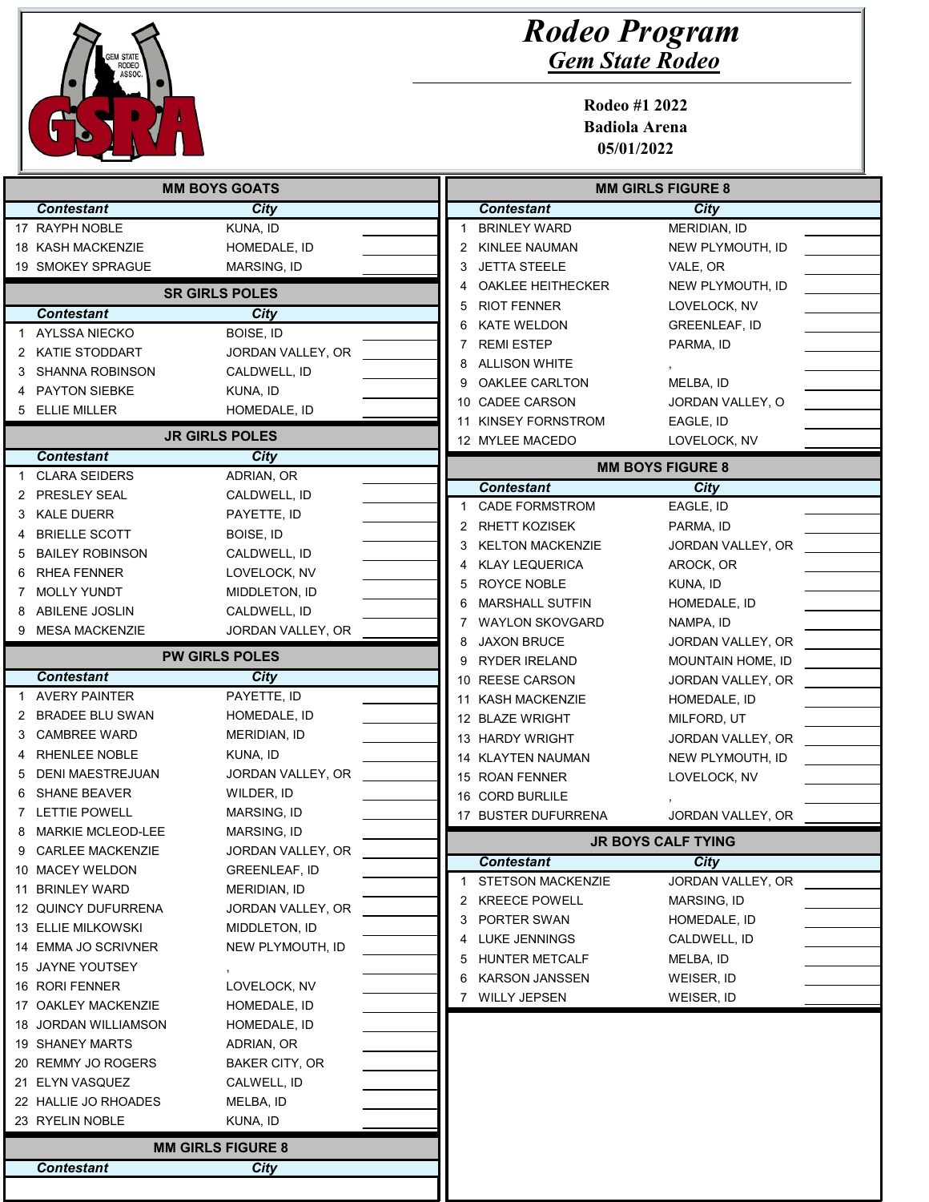# Rodeo Program

## Gem State Rodeo

**Rodeo #1 2022**
**Badiola Arena**
**05/01/2022**

### MM BOYS GOATS

| Contestant | City | |
|---|---|---|
| 17 RAYPH NOBLE | KUNA, ID | |
| 18 KASH MACKENZIE | HOMEDALE, ID | |
| 19 SMOKEY SPRAGUE | MARSING, ID | |

### SR GIRLS POLES

| Contestant | City | |
|---|---|---|
| 1 AYLSSA NIECKO | BOISE, ID | |
| 2 KATIE STODDART | JORDAN VALLEY, OR | |
| 3 SHANNA ROBINSON | CALDWELL, ID | |
| 4 PAYTON SIEBKE | KUNA, ID | |
| 5 ELLIE MILLER | HOMEDALE, ID | |

### JR GIRLS POLES

| Contestant | City | |
|---|---|---|
| 1 CLARA SEIDERS | ADRIAN, OR | |
| 2 PRESLEY SEAL | CALDWELL, ID | |
| 3 KALE DUERR | PAYETTE, ID | |
| 4 BRIELLE SCOTT | BOISE, ID | |
| 5 BAILEY ROBINSON | CALDWELL, ID | |
| 6 RHEA FENNER | LOVELOCK, NV | |
| 7 MOLLY YUNDT | MIDDLETON, ID | |
| 8 ABILENE JOSLIN | CALDWELL, ID | |
| 9 MESA MACKENZIE | JORDAN VALLEY, OR | |

### PW GIRLS POLES

| Contestant | City | |
|---|---|---|
| 1 AVERY PAINTER | PAYETTE, ID | |
| 2 BRADEE BLU SWAN | HOMEDALE, ID | |
| 3 CAMBREE WARD | MERIDIAN, ID | |
| 4 RHENLEE NOBLE | KUNA, ID | |
| 5 DENI MAESTREJUAN | JORDAN VALLEY, OR | |
| 6 SHANE BEAVER | WILDER, ID | |
| 7 LETTIE POWELL | MARSING, ID | |
| 8 MARKIE MCLEOD-LEE | MARSING, ID | |
| 9 CARLEE MACKENZIE | JORDAN VALLEY, OR | |
| 10 MACEY WELDON | GREENLEAF, ID | |
| 11 BRINLEY WARD | MERIDIAN, ID | |
| 12 QUINCY DUFURRENA | JORDAN VALLEY, OR | |
| 13 ELLIE MILKOWSKI | MIDDLETON, ID | |
| 14 EMMA JO SCRIVNER | NEW PLYMOUTH, ID | |
| 15 JAYNE YOUTSEY | , | |
| 16 RORI FENNER | LOVELOCK, NV | |
| 17 OAKLEY MACKENZIE | HOMEDALE, ID | |
| 18 JORDAN WILLIAMSON | HOMEDALE, ID | |
| 19 SHANEY MARTS | ADRIAN, OR | |
| 20 REMMY JO ROGERS | BAKER CITY, OR | |
| 21 ELYN VASQUEZ | CALWELL, ID | |
| 22 HALLIE JO RHOADES | MELBA, ID | |
| 23 RYELIN NOBLE | KUNA, ID | |

### MM GIRLS FIGURE 8

| Contestant | City | |
|---|---|---|
| 1 BRINLEY WARD | MERIDIAN, ID | |
| 2 KINLEE NAUMAN | NEW PLYMOUTH, ID | |
| 3 JETTA STEELE | VALE, OR | |
| 4 OAKLEE HEITHECKER | NEW PLYMOUTH, ID | |
| 5 RIOT FENNER | LOVELOCK, NV | |
| 6 KATE WELDON | GREENLEAF, ID | |
| 7 REMI ESTEP | PARMA, ID | |
| 8 ALLISON WHITE | , | |
| 9 OAKLEE CARLTON | MELBA, ID | |
| 10 CADEE CARSON | JORDAN VALLEY, O | |
| 11 KINSEY FORNSTROM | EAGLE, ID | |
| 12 MYLEE MACEDO | LOVELOCK, NV | |

### MM BOYS FIGURE 8

| Contestant | City | |
|---|---|---|
| 1 CADE FORMSTROM | EAGLE, ID | |
| 2 RHETT KOZISEK | PARMA, ID | |
| 3 KELTON MACKENZIE | JORDAN VALLEY, OR | |
| 4 KLAY LEQUERICA | AROCK, OR | |
| 5 ROYCE NOBLE | KUNA, ID | |
| 6 MARSHALL SUTFIN | HOMEDALE, ID | |
| 7 WAYLON SKOVGARD | NAMPA, ID | |
| 8 JAXON BRUCE | JORDAN VALLEY, OR | |
| 9 RYDER IRELAND | MOUNTAIN HOME, ID | |
| 10 REESE CARSON | JORDAN VALLEY, OR | |
| 11 KASH MACKENZIE | HOMEDALE, ID | |
| 12 BLAZE WRIGHT | MILFORD, UT | |
| 13 HARDY WRIGHT | JORDAN VALLEY, OR | |
| 14 KLAYTEN NAUMAN | NEW PLYMOUTH, ID | |
| 15 ROAN FENNER | LOVELOCK, NV | |
| 16 CORD BURLILE | , | |
| 17 BUSTER DUFURRENA | JORDAN VALLEY, OR | |

### JR BOYS CALF TYING

| Contestant | City | |
|---|---|---|
| 1 STETSON MACKENZIE | JORDAN VALLEY, OR | |
| 2 KREECE POWELL | MARSING, ID | |
| 3 PORTER SWAN | HOMEDALE, ID | |
| 4 LUKE JENNINGS | CALDWELL, ID | |
| 5 HUNTER METCALF | MELBA, ID | |
| 6 KARSON JANSSEN | WEISER, ID | |
| 7 WILLY JEPSEN | WEISER, ID | |